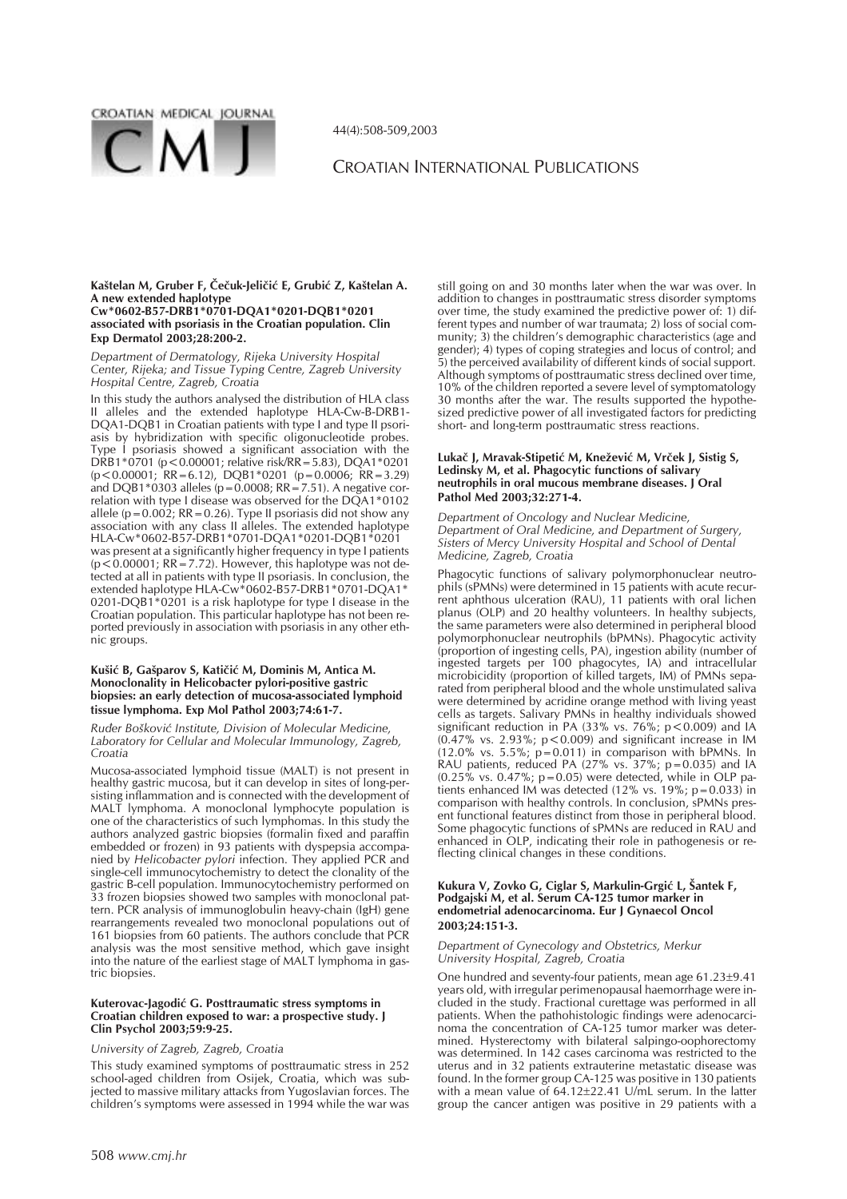# CROATIAN INTERNATIONAL PUBLICATIONS

**Kaštelan M, Gruber F, Čečuk-Jeličić E, Grubić Z, Kaštelan A. A new extended haplotype Cw*0602-B57-DRB1*0701-DQA1*0201-DQB1*0201 associated with psoriasis in the Croatian population. Clin Exp Dermatol 2003;28:200-2.**

*Department of Dermatology, Rijeka University Hospital Center, Rijeka; and Tissue Typing Centre, Zagreb University Hospital Centre, Zagreb, Croatia*

In this study the authors analysed the distribution of HLA class II alleles and the extended haplotype HLA-Cw-B-DRB1-DQA1-DQB1 in Croatian patients with type I and type II psoriasis by hybridization with specific oligonucleotide probes. Type I psoriasis showed a significant association with the DRB1*0701 ($p<0.00001$; relative risk/RR = 5.83), DQA1*0201 ($p<0.00001$; RR = 6.12), DQB1*0201 ($p=0.0006$; RR = 3.29) and DQB1*0303 alleles ($p=0.0008$; RR = 7.51). A negative correlation with type I disease was observed for the DQA1*0102 allele ($p=0.002$; RR = 0.26). Type II psoriasis did not show any association with any class II alleles. The extended haplotype HLA-Cw*0602-B57-DRB1*0701-DQA1*0201-DQB1*0201 was present at a significantly higher frequency in type I patients ($p<0.00001$; RR = 7.72). However, this haplotype was not detected at all in patients with type II psoriasis. In conclusion, the extended haplotype HLA-Cw*0602-B57-DRB1*0701-DQA1*0201-DQB1*0201 is a risk haplotype for type I disease in the Croatian population. This particular haplotype has not been reported previously in association with psoriasis in any other ethnic groups.

**Kušić B, Gašparov S, Katičić M, Dominis M, Antica M. Monoclonality in Helicobacter pylori-positive gastric biopsies: an early detection of mucosa-associated lymphoid tissue lymphoma. Exp Mol Pathol 2003;74:61-7.**

*Ruđer Bošković Institute, Division of Molecular Medicine, Laboratory for Cellular and Molecular Immunology, Zagreb, Croatia*

Mucosa-associated lymphoid tissue (MALT) is not present in healthy gastric mucosa, but it can develop in sites of long-persisting inflammation and is connected with the development of MALT lymphoma. A monoclonal lymphocyte population is one of the characteristics of such lymphomas. In this study the authors analyzed gastric biopsies (formalin fixed and paraffin embedded or frozen) in 93 patients with dyspepsia accompanied by *Helicobacter pylori* infection. They applied PCR and single-cell immunocytochemistry to detect the clonality of the gastric B-cell population. Immunocytochemistry performed on 33 frozen biopsies showed two samples with monoclonal pattern. PCR analysis of immunoglobulin heavy-chain (IgH) gene rearrangements revealed two monoclonal populations out of 161 biopsies from 60 patients. The authors conclude that PCR analysis was the most sensitive method, which gave insight into the nature of the earliest stage of MALT lymphoma in gastric biopsies.

**Kuterovac-Jagodić G. Posttraumatic stress symptoms in Croatian children exposed to war: a prospective study. J Clin Psychol 2003;59:9-25.**

*University of Zagreb, Zagreb, Croatia*

This study examined symptoms of posttraumatic stress in 252 school-aged children from Osijek, Croatia, which was subjected to massive military attacks from Yugoslavian forces. The children's symptoms were assessed in 1994 while the war was still going on and 30 months later when the war was over. In addition to changes in posttraumatic stress disorder symptoms over time, the study examined the predictive power of: 1) different types and number of war traumata; 2) loss of social community; 3) the children's demographic characteristics (age and gender); 4) types of coping strategies and locus of control; and 5) the perceived availability of different kinds of social support. Although symptoms of posttraumatic stress declined over time, 10% of the children reported a severe level of symptomatology 30 months after the war. The results supported the hypothesized predictive power of all investigated factors for predicting short- and long-term posttraumatic stress reactions.

**Lukač J, Mravak-Stipetić M, Knežević M, Vrček J, Sistig S, Ledinsky M, et al. Phagocytic functions of salivary neutrophils in oral mucous membrane diseases. J Oral Pathol Med 2003;32:271-4.**

*Department of Oncology and Nuclear Medicine, Department of Oral Medicine, and Department of Surgery, Sisters of Mercy University Hospital and School of Dental Medicine, Zagreb, Croatia*

Phagocytic functions of salivary polymorphonuclear neutrophils (sPMNs) were determined in 15 patients with acute recurrent aphthous ulceration (RAU), 11 patients with oral lichen planus (OLP) and 20 healthy volunteers. In healthy subjects, the same parameters were also determined in peripheral blood polymorphonuclear neutrophils (bPMNs). Phagocytic activity (proportion of ingesting cells, PA), ingestion ability (number of ingested targets per 100 phagocytes, IA) and intracellular microbicidity (proportion of killed targets, IM) of PMNs separated from peripheral blood and the whole unstimulated saliva were determined by acridine orange method with living yeast cells as targets. Salivary PMNs in healthy individuals showed significant reduction in PA (33% vs. 76%; $p<0.009$) and IA (0.47% vs. 2.93%; $p<0.009$) and significant increase in IM (12.0% vs. 5.5%; $p=0.011$) in comparison with bPMNs. In RAU patients, reduced PA (27% vs. 37%; $p=0.035$) and IA (0.25% vs. 0.47%; $p=0.05$) were detected, while in OLP patients enhanced IM was detected (12% vs. 19%; $p=0.033$) in comparison with healthy controls. In conclusion, sPMNs present functional features distinct from those in peripheral blood. Some phagocytic functions of sPMNs are reduced in RAU and enhanced in OLP, indicating their role in pathogenesis or reflecting clinical changes in these conditions.

**Kukura V, Zovko G, Ciglar S, Markulin-Grgić L, Šantek F, Podgajski M, et al. Serum CA-125 tumor marker in endometrial adenocarcinoma. Eur J Gynaecol Oncol 2003;24:151-3.**

*Department of Gynecology and Obstetrics, Merkur University Hospital, Zagreb, Croatia*

One hundred and seventy-four patients, mean age 61.23±9.41 years old, with irregular perimenopausal haemorrhage were included in the study. Fractional curettage was performed in all patients. When the pathohistologic findings were adenocarcinoma the concentration of CA-125 tumor marker was determined. Hysterectomy with bilateral salpingo-oophorectomy was determined. In 142 cases carcinoma was restricted to the uterus and in 32 patients extrauterine metastatic disease was found. In the former group CA-125 was positive in 130 patients with a mean value of 64.12±22.41 U/mL serum. In the latter group the cancer antigen was positive in 29 patients with a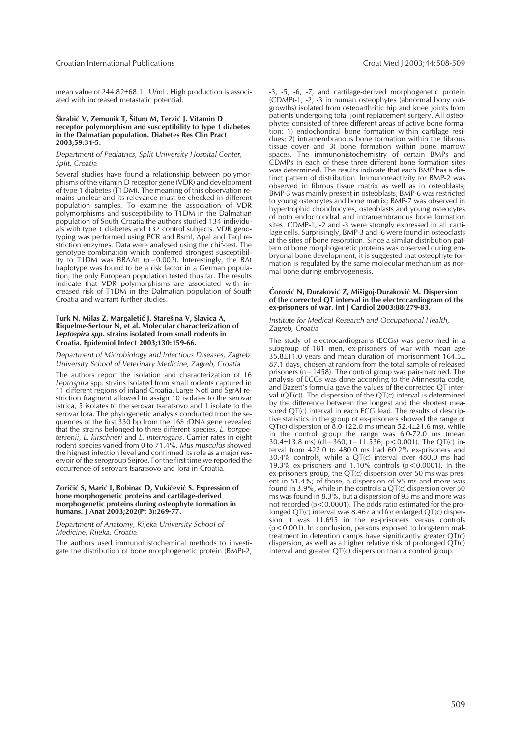mean value of 244.82±68.11 U/mL. High production is associated with increased metastatic potential.

**Škrabić V, Zemunik T, Šitum M, Terzić J. Vitamin D receptor polymorphism and susceptibility to type 1 diabetes in the Dalmatian population. Diabetes Res Clin Pract 2003;59:31-5.**

*Department of Pediatrics, Split University Hospital Center, Split, Croatia*

Several studies have found a relationship between polymorphisms of the vitamin D receptor gene (VDR) and development of type 1 diabetes (T1DM). The meaning of this observation remains unclear and its relevance must be checked in different population samples. To examine the association of VDR polymorphisms and susceptibility to T1DM in the Dalmatian population of South Croatia the authors studied 134 individuals with type 1 diabetes and 132 control subjects. VDR genotyping was performed using PCR and BsmI, ApaI and TaqI restriction enzymes. Data were analysed using the chi$^2$-test. The genotype combination which conferred strongest susceptibility to T1DM was BBAAtt ($p=0.002$). Interestingly, the BAt haplotype was found to be a risk factor in a German population, the only European population tested thus far. The results indicate that VDR polymorphisms are associated with increased risk of T1DM in the Dalmatian population of South Croatia and warrant further studies.

**Turk N, Milas Z, Margaletić J, Starešina V, Slavica A, Riquelme-Sertour N, et al. Molecular characterization of *Leptospira spp*. strains isolated from small rodents in Croatia. Epidemiol Infect 2003;130:159-66.**

*Department of Microbiology and Infectious Diseases, Zagreb University School of Veterinary Medicine, Zagreb, Croatia*

The authors report the isolation and characterization of 16 *Leptospira* spp. strains isolated from small rodents captured in 11 different regions of inland Croatia. Large NotI and SgrAI restriction fragment allowed to assign 10 isolates to the serovar istrica, 5 isolates to the serovar tsaratsovo and 1 isolate to the serovar lora. The phylogenetic analysis conducted from the sequences of the first 330 bp from the 16S rDNA gene revealed that the strains belonged to three different species, *L. borgpetersenii*, *L. kirschneri* and *L. interrogans*. Carrier rates in eight rodent species varied from 0 to 71.4%. *Mus musculus* showed the highest infection level and confirmed its role as a major reservoir of the serogroup Sejroe. For the first time we reported the occurrence of serovars tsaratsovo and lora in Croatia.

**Zoričić S, Marić I, Bobinac D, Vukičević S. Expression of bone morphogenetic proteins and cartilage-derived morphogenetic proteins during osteophyte formation in humans. J Anat 2003;202(Pt 3):269-77.**

*Department of Anatomy, Rijeka University School of Medicine, Rijeka, Croatia*

The authors used immunohistochemical methods to investigate the distribution of bone morphogenetic protein (BMP)-2, -3, -5, -6, -7, and cartilage-derived morphogenetic protein (CDMP)-1, -2, -3 in human osteophytes (abnormal bony outgrowths) isolated from osteoarthritic hip and knee joints from patients undergoing total joint replacement surgery. All osteophytes consisted of three different areas of active bone formation: 1) endochondral bone formation within cartilage residues; 2) intramembranous bone formation within the fibrous tissue cover and 3) bone formation within bone marrow spaces. The immunohistochemistry of certain BMPs and CDMPs in each of these three different bone formation sites was determined. The results indicate that each BMP has a distinct pattern of distribution. Immunoreactivity for BMP-2 was observed in fibrous tissue matrix as well as in osteoblasts; BMP-3 was mainly present in osteoblasts; BMP-6 was restricted to young osteocytes and bone matrix; BMP-7 was observed in hypertrophic chondrocytes, osteoblasts and young osteocytes of both endochondral and intramembranous bone formation sites. CDMP-1, -2 and -3 were strongly expressed in all cartilage cells. Surprisingly, BMP-3 and -6 were found in osteoclasts at the sites of bone resorption. Since a similar distribution pattern of bone morphogenetic proteins was observed during embryonal bone development, it is suggested that osteophyte formation is regulated by the same molecular mechanism as normal bone during embryogenesis.

**Ćorović N, Duraković Z, Mišigoj-Duraković M. Dispersion of the corrected QT interval in the electrocardiogram of the ex-prisoners of war. Int J Cardiol 2003;88:279-83.**

*Institute for Medical Research and Occupational Health, Zagreb, Croatia*

The study of electrocardiograms (ECGs) was performed in a subgroup of 181 men, ex-prisoners of war with mean age 35.8±11.0 years and mean duration of imprisonment 164.5±87.1 days, chosen at random from the total sample of released prisoners (n=1458). The control group was pair-matched. The analysis of ECGs was done according to the Minnesota code, and Bazett's formula gave the values of the corrected QT interval (QT(c)). The dispersion of the QT(c) interval is determined by the difference between the longest and the shortest measured QT(c) interval in each ECG lead. The results of descriptive statistics in the group of ex-prisoners showed the range of QT(c) dispersion of 8.0-122.0 ms (mean 52.4±21.6 ms), while in the control group the range was 6.0-72.0 ms (mean 30.4±13.8 ms) ($df=360$, $t=11.536$; $p<0.001$). The QT(c) interval from 422.0 to 480.0 ms had 60.2% ex-prisoners and 30.4% controls, while a QT(c) interval over 480.0 ms had 19.3% ex-prisoners and 1.10% controls ($p<0.0001$). In the ex-prisoners group, the QT(c) dispersion over 50 ms was present in 51.4%; of those, a dispersion of 95 ms and more was found in 3.9%, while in the controls a QT(c) dispersion over 50 ms was found in 8.3%, but a dispersion of 95 ms and more was not recorded ($p<0.0001$). The odds ratio estimated for the prolonged QT(c) interval was 8.467 and for enlarged QT(c) dispersion it was 11.695 in the ex-prisoners versus controls ($p<0.001$). In conclusion, persons exposed to long-term maltreatment in detention camps have significantly greater QT(c) dispersion, as well as a higher relative risk of prolonged QT(c) interval and greater QT(c) dispersion than a control group.